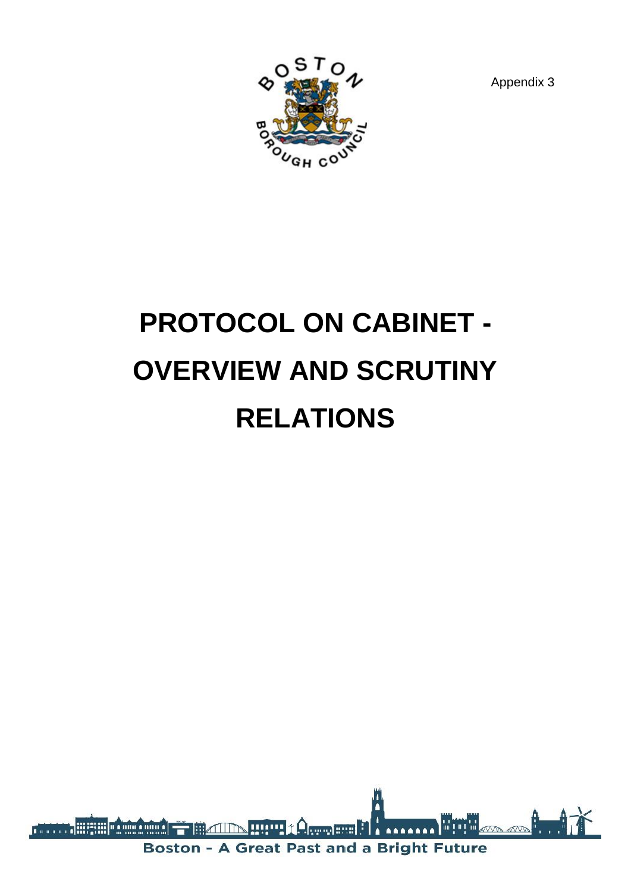Appendix 3

# PROTOCOL ON CABINET - OVERVIEW AND SCRUTINY RELATIONS

Boston - A Great Past and a Bright Future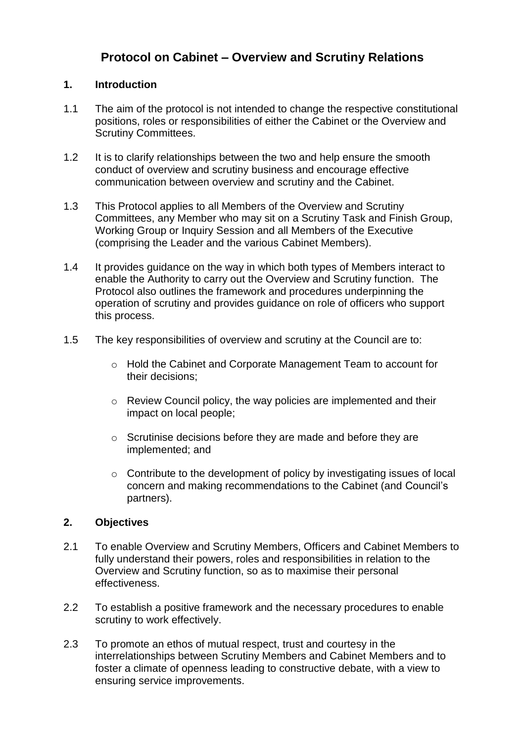# Protocol on Cabinet – Overview and Scrutiny Relations

## 1. Introduction

1.1 The aim of the protocol is not intended to change the respective constitutional positions, roles or responsibilities of either the Cabinet or the Overview and Scrutiny Committees.

1.2 It is to clarify relationships between the two and help ensure the smooth conduct of overview and scrutiny business and encourage effective communication between overview and scrutiny and the Cabinet.

1.3 This Protocol applies to all Members of the Overview and Scrutiny Committees, any Member who may sit on a Scrutiny Task and Finish Group, Working Group or Inquiry Session and all Members of the Executive (comprising the Leader and the various Cabinet Members).

1.4 It provides guidance on the way in which both types of Members interact to enable the Authority to carry out the Overview and Scrutiny function. The Protocol also outlines the framework and procedures underpinning the operation of scrutiny and provides guidance on role of officers who support this process.

1.5 The key responsibilities of overview and scrutiny at the Council are to:

- Hold the Cabinet and Corporate Management Team to account for their decisions;
- Review Council policy, the way policies are implemented and their impact on local people;
- Scrutinise decisions before they are made and before they are implemented; and
- Contribute to the development of policy by investigating issues of local concern and making recommendations to the Cabinet (and Council's partners).

## 2. Objectives

2.1 To enable Overview and Scrutiny Members, Officers and Cabinet Members to fully understand their powers, roles and responsibilities in relation to the Overview and Scrutiny function, so as to maximise their personal effectiveness.

2.2 To establish a positive framework and the necessary procedures to enable scrutiny to work effectively.

2.3 To promote an ethos of mutual respect, trust and courtesy in the interrelationships between Scrutiny Members and Cabinet Members and to foster a climate of openness leading to constructive debate, with a view to ensuring service improvements.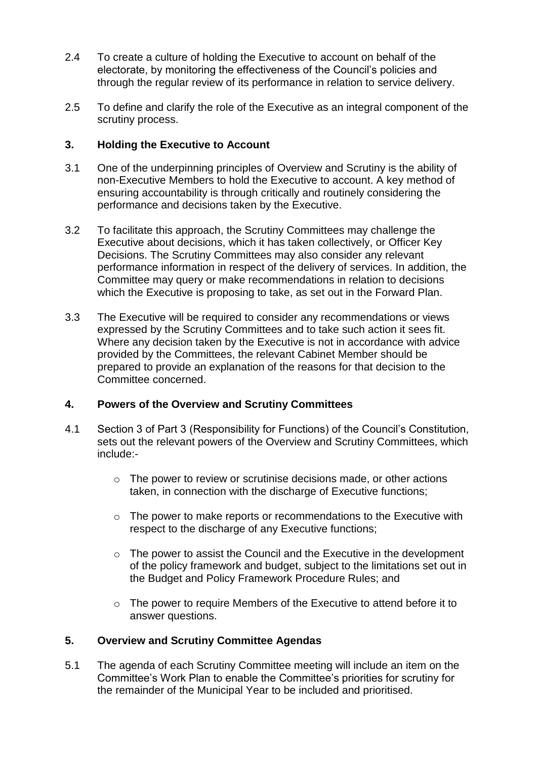2.4 To create a culture of holding the Executive to account on behalf of the electorate, by monitoring the effectiveness of the Council's policies and through the regular review of its performance in relation to service delivery.

2.5 To define and clarify the role of the Executive as an integral component of the scrutiny process.

## 3. Holding the Executive to Account

3.1 One of the underpinning principles of Overview and Scrutiny is the ability of non-Executive Members to hold the Executive to account. A key method of ensuring accountability is through critically and routinely considering the performance and decisions taken by the Executive.

3.2 To facilitate this approach, the Scrutiny Committees may challenge the Executive about decisions, which it has taken collectively, or Officer Key Decisions. The Scrutiny Committees may also consider any relevant performance information in respect of the delivery of services. In addition, the Committee may query or make recommendations in relation to decisions which the Executive is proposing to take, as set out in the Forward Plan.

3.3 The Executive will be required to consider any recommendations or views expressed by the Scrutiny Committees and to take such action it sees fit. Where any decision taken by the Executive is not in accordance with advice provided by the Committees, the relevant Cabinet Member should be prepared to provide an explanation of the reasons for that decision to the Committee concerned.

## 4. Powers of the Overview and Scrutiny Committees

4.1 Section 3 of Part 3 (Responsibility for Functions) of the Council's Constitution, sets out the relevant powers of the Overview and Scrutiny Committees, which include:-

- The power to review or scrutinise decisions made, or other actions taken, in connection with the discharge of Executive functions;
- The power to make reports or recommendations to the Executive with respect to the discharge of any Executive functions;
- The power to assist the Council and the Executive in the development of the policy framework and budget, subject to the limitations set out in the Budget and Policy Framework Procedure Rules; and
- The power to require Members of the Executive to attend before it to answer questions.

## 5. Overview and Scrutiny Committee Agendas

5.1 The agenda of each Scrutiny Committee meeting will include an item on the Committee's Work Plan to enable the Committee's priorities for scrutiny for the remainder of the Municipal Year to be included and prioritised.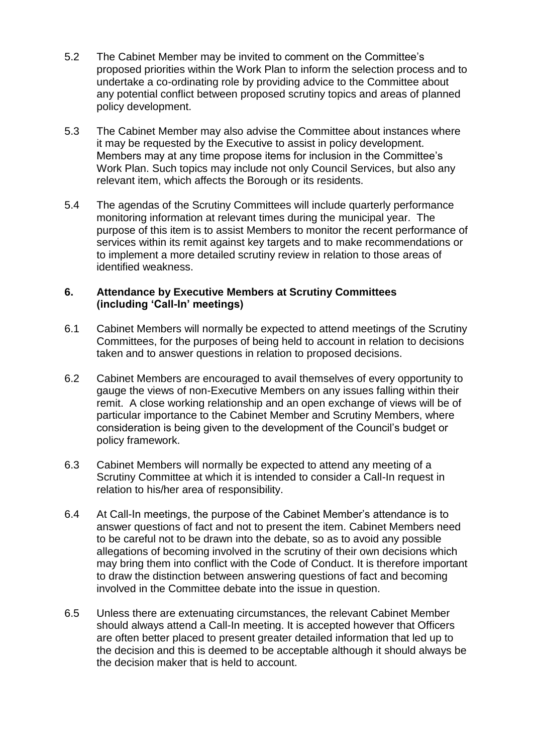5.2 The Cabinet Member may be invited to comment on the Committee's proposed priorities within the Work Plan to inform the selection process and to undertake a co-ordinating role by providing advice to the Committee about any potential conflict between proposed scrutiny topics and areas of planned policy development.

5.3 The Cabinet Member may also advise the Committee about instances where it may be requested by the Executive to assist in policy development. Members may at any time propose items for inclusion in the Committee's Work Plan. Such topics may include not only Council Services, but also any relevant item, which affects the Borough or its residents.

5.4 The agendas of the Scrutiny Committees will include quarterly performance monitoring information at relevant times during the municipal year. The purpose of this item is to assist Members to monitor the recent performance of services within its remit against key targets and to make recommendations or to implement a more detailed scrutiny review in relation to those areas of identified weakness.

## 6. Attendance by Executive Members at Scrutiny Committees (including 'Call-In' meetings)

6.1 Cabinet Members will normally be expected to attend meetings of the Scrutiny Committees, for the purposes of being held to account in relation to decisions taken and to answer questions in relation to proposed decisions.

6.2 Cabinet Members are encouraged to avail themselves of every opportunity to gauge the views of non-Executive Members on any issues falling within their remit. A close working relationship and an open exchange of views will be of particular importance to the Cabinet Member and Scrutiny Members, where consideration is being given to the development of the Council's budget or policy framework.

6.3 Cabinet Members will normally be expected to attend any meeting of a Scrutiny Committee at which it is intended to consider a Call-In request in relation to his/her area of responsibility.

6.4 At Call-In meetings, the purpose of the Cabinet Member's attendance is to answer questions of fact and not to present the item. Cabinet Members need to be careful not to be drawn into the debate, so as to avoid any possible allegations of becoming involved in the scrutiny of their own decisions which may bring them into conflict with the Code of Conduct. It is therefore important to draw the distinction between answering questions of fact and becoming involved in the Committee debate into the issue in question.

6.5 Unless there are extenuating circumstances, the relevant Cabinet Member should always attend a Call-In meeting. It is accepted however that Officers are often better placed to present greater detailed information that led up to the decision and this is deemed to be acceptable although it should always be the decision maker that is held to account.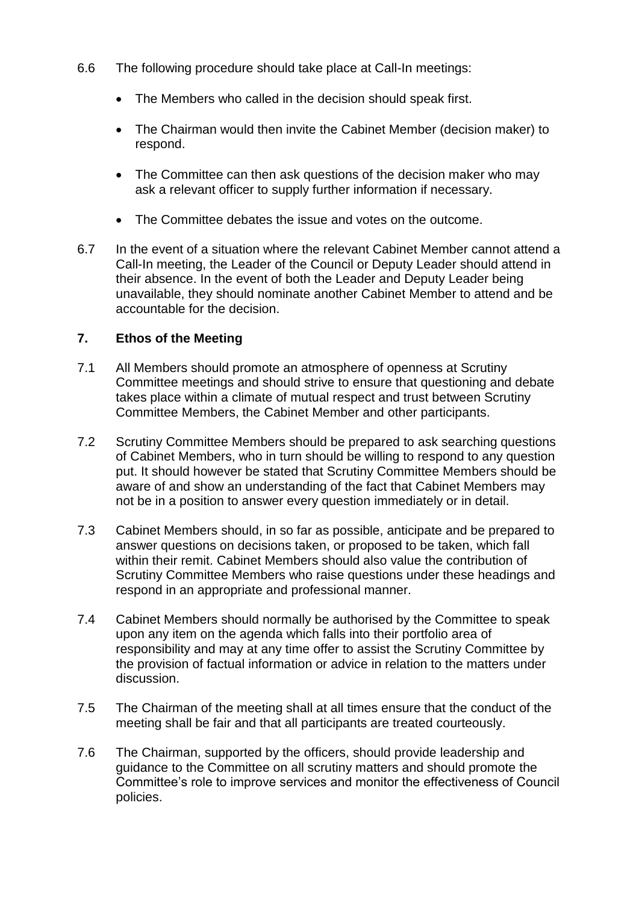6.6 The following procedure should take place at Call-In meetings:

- The Members who called in the decision should speak first.
- The Chairman would then invite the Cabinet Member (decision maker) to respond.
- The Committee can then ask questions of the decision maker who may ask a relevant officer to supply further information if necessary.
- The Committee debates the issue and votes on the outcome.

6.7 In the event of a situation where the relevant Cabinet Member cannot attend a Call-In meeting, the Leader of the Council or Deputy Leader should attend in their absence. In the event of both the Leader and Deputy Leader being unavailable, they should nominate another Cabinet Member to attend and be accountable for the decision.

## 7. Ethos of the Meeting

7.1 All Members should promote an atmosphere of openness at Scrutiny Committee meetings and should strive to ensure that questioning and debate takes place within a climate of mutual respect and trust between Scrutiny Committee Members, the Cabinet Member and other participants.

7.2 Scrutiny Committee Members should be prepared to ask searching questions of Cabinet Members, who in turn should be willing to respond to any question put. It should however be stated that Scrutiny Committee Members should be aware of and show an understanding of the fact that Cabinet Members may not be in a position to answer every question immediately or in detail.

7.3 Cabinet Members should, in so far as possible, anticipate and be prepared to answer questions on decisions taken, or proposed to be taken, which fall within their remit. Cabinet Members should also value the contribution of Scrutiny Committee Members who raise questions under these headings and respond in an appropriate and professional manner.

7.4 Cabinet Members should normally be authorised by the Committee to speak upon any item on the agenda which falls into their portfolio area of responsibility and may at any time offer to assist the Scrutiny Committee by the provision of factual information or advice in relation to the matters under discussion.

7.5 The Chairman of the meeting shall at all times ensure that the conduct of the meeting shall be fair and that all participants are treated courteously.

7.6 The Chairman, supported by the officers, should provide leadership and guidance to the Committee on all scrutiny matters and should promote the Committee's role to improve services and monitor the effectiveness of Council policies.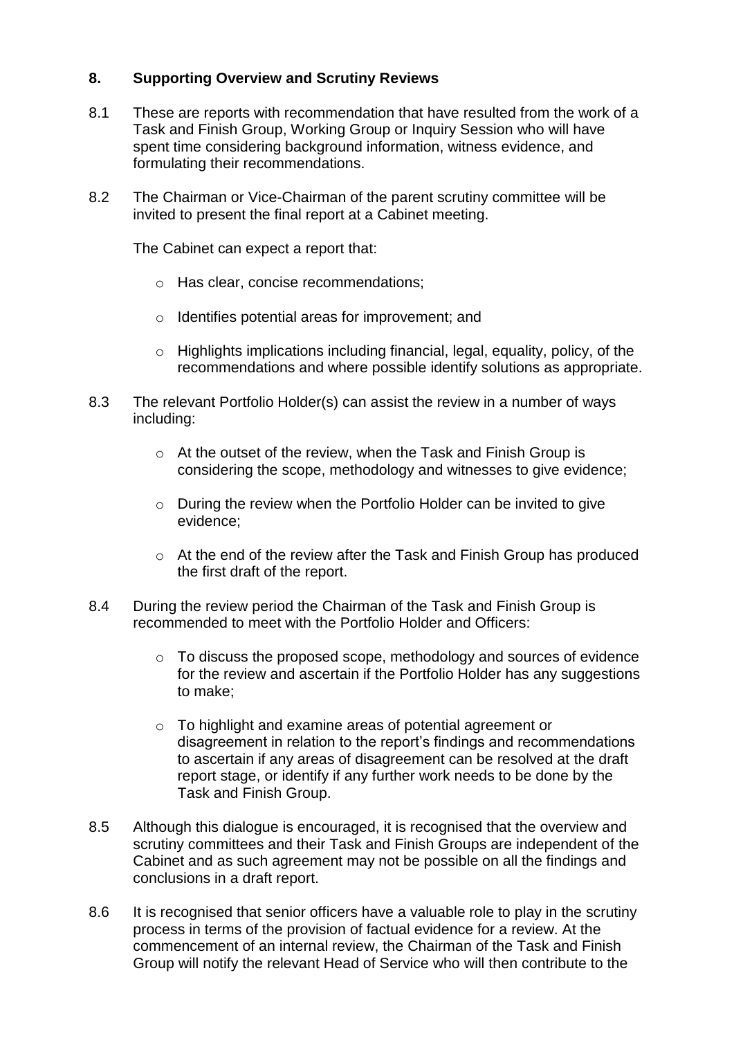## 8. Supporting Overview and Scrutiny Reviews

8.1 These are reports with recommendation that have resulted from the work of a Task and Finish Group, Working Group or Inquiry Session who will have spent time considering background information, witness evidence, and formulating their recommendations.

8.2 The Chairman or Vice-Chairman of the parent scrutiny committee will be invited to present the final report at a Cabinet meeting.

The Cabinet can expect a report that:

- Has clear, concise recommendations;
- Identifies potential areas for improvement; and
- Highlights implications including financial, legal, equality, policy, of the recommendations and where possible identify solutions as appropriate.

8.3 The relevant Portfolio Holder(s) can assist the review in a number of ways including:

- At the outset of the review, when the Task and Finish Group is considering the scope, methodology and witnesses to give evidence;
- During the review when the Portfolio Holder can be invited to give evidence;
- At the end of the review after the Task and Finish Group has produced the first draft of the report.

8.4 During the review period the Chairman of the Task and Finish Group is recommended to meet with the Portfolio Holder and Officers:

- To discuss the proposed scope, methodology and sources of evidence for the review and ascertain if the Portfolio Holder has any suggestions to make;
- To highlight and examine areas of potential agreement or disagreement in relation to the report's findings and recommendations to ascertain if any areas of disagreement can be resolved at the draft report stage, or identify if any further work needs to be done by the Task and Finish Group.

8.5 Although this dialogue is encouraged, it is recognised that the overview and scrutiny committees and their Task and Finish Groups are independent of the Cabinet and as such agreement may not be possible on all the findings and conclusions in a draft report.

8.6 It is recognised that senior officers have a valuable role to play in the scrutiny process in terms of the provision of factual evidence for a review. At the commencement of an internal review, the Chairman of the Task and Finish Group will notify the relevant Head of Service who will then contribute to the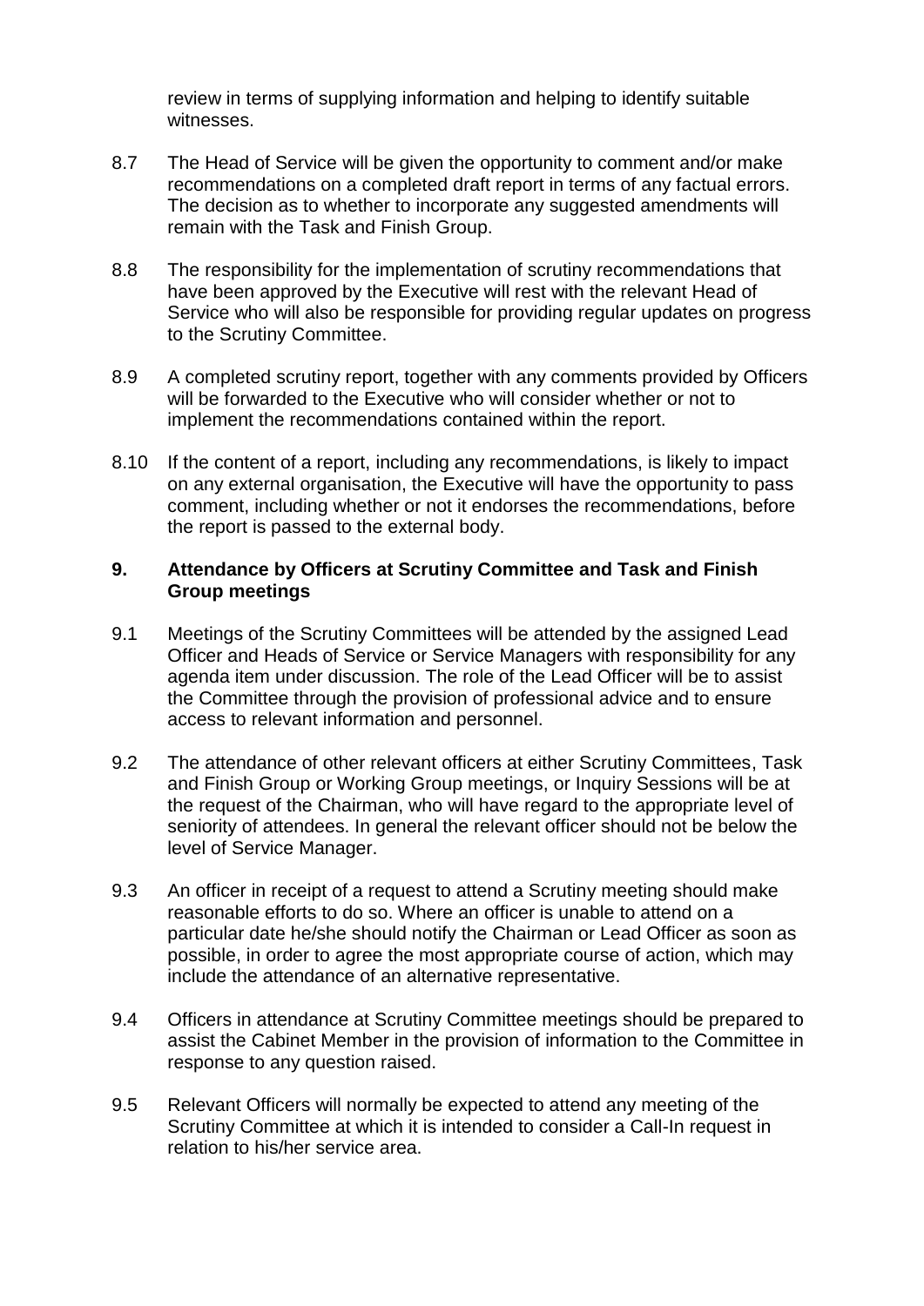review in terms of supplying information and helping to identify suitable witnesses.

8.7 The Head of Service will be given the opportunity to comment and/or make recommendations on a completed draft report in terms of any factual errors. The decision as to whether to incorporate any suggested amendments will remain with the Task and Finish Group.

8.8 The responsibility for the implementation of scrutiny recommendations that have been approved by the Executive will rest with the relevant Head of Service who will also be responsible for providing regular updates on progress to the Scrutiny Committee.

8.9 A completed scrutiny report, together with any comments provided by Officers will be forwarded to the Executive who will consider whether or not to implement the recommendations contained within the report.

8.10 If the content of a report, including any recommendations, is likely to impact on any external organisation, the Executive will have the opportunity to pass comment, including whether or not it endorses the recommendations, before the report is passed to the external body.

## 9. Attendance by Officers at Scrutiny Committee and Task and Finish Group meetings

9.1 Meetings of the Scrutiny Committees will be attended by the assigned Lead Officer and Heads of Service or Service Managers with responsibility for any agenda item under discussion. The role of the Lead Officer will be to assist the Committee through the provision of professional advice and to ensure access to relevant information and personnel.

9.2 The attendance of other relevant officers at either Scrutiny Committees, Task and Finish Group or Working Group meetings, or Inquiry Sessions will be at the request of the Chairman, who will have regard to the appropriate level of seniority of attendees. In general the relevant officer should not be below the level of Service Manager.

9.3 An officer in receipt of a request to attend a Scrutiny meeting should make reasonable efforts to do so. Where an officer is unable to attend on a particular date he/she should notify the Chairman or Lead Officer as soon as possible, in order to agree the most appropriate course of action, which may include the attendance of an alternative representative.

9.4 Officers in attendance at Scrutiny Committee meetings should be prepared to assist the Cabinet Member in the provision of information to the Committee in response to any question raised.

9.5 Relevant Officers will normally be expected to attend any meeting of the Scrutiny Committee at which it is intended to consider a Call-In request in relation to his/her service area.